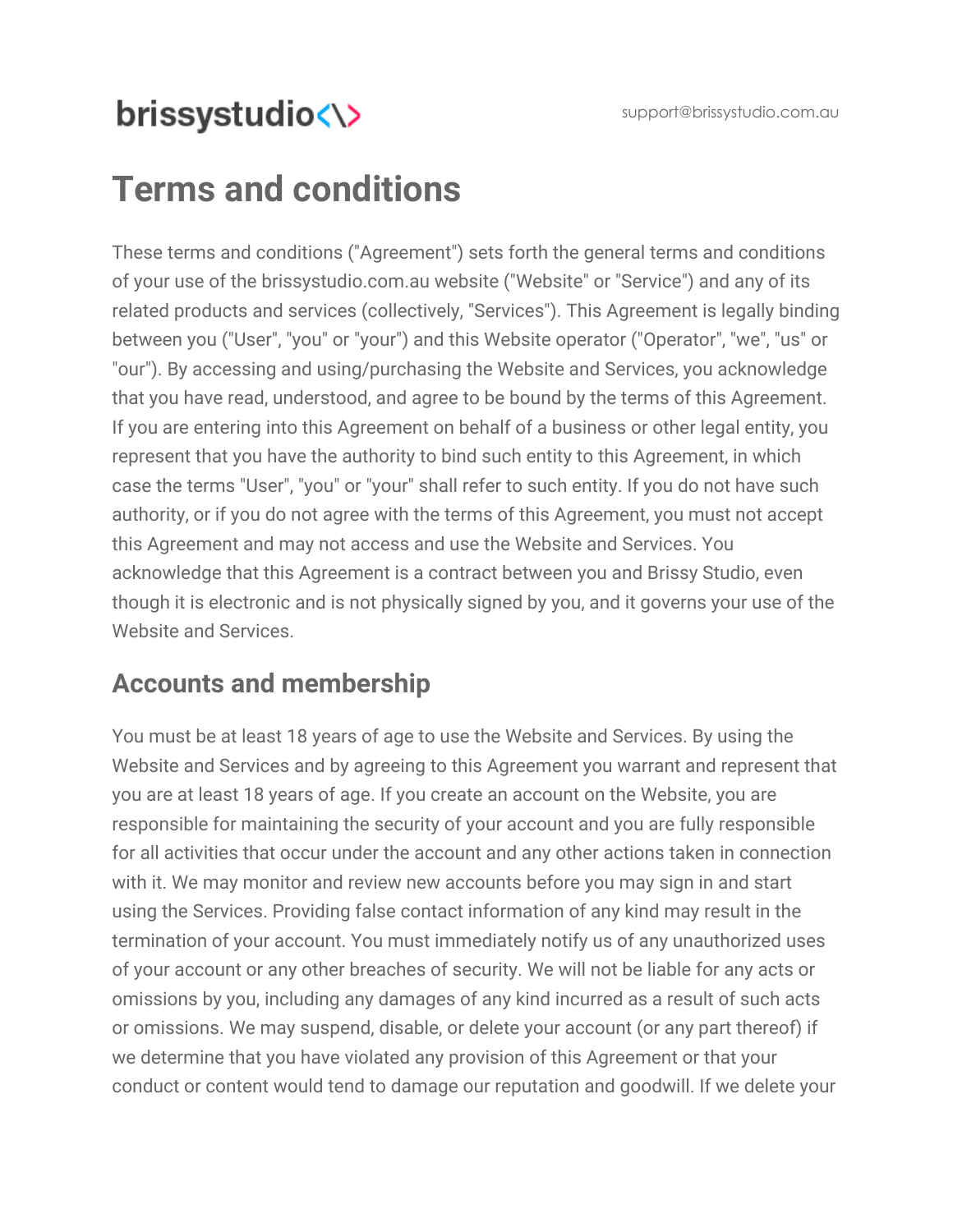brissystudio<\>

support@brissystudio.com.au

# Terms and conditions

These terms and conditions ("Agreement") sets forth the general terms and conditions of your use of the brissystudio.com.au website ("Website" or "Service") and any of its related products and services (collectively, "Services"). This Agreement is legally binding between you ("User", "you" or "your") and this Website operator ("Operator", "we", "us" or "our"). By accessing and using/purchasing the Website and Services, you acknowledge that you have read, understood, and agree to be bound by the terms of this Agreement. If you are entering into this Agreement on behalf of a business or other legal entity, you represent that you have the authority to bind such entity to this Agreement, in which case the terms "User", "you" or "your" shall refer to such entity. If you do not have such authority, or if you do not agree with the terms of this Agreement, you must not accept this Agreement and may not access and use the Website and Services. You acknowledge that this Agreement is a contract between you and Brissy Studio, even though it is electronic and is not physically signed by you, and it governs your use of the Website and Services.

## Accounts and membership

You must be at least 18 years of age to use the Website and Services. By using the Website and Services and by agreeing to this Agreement you warrant and represent that you are at least 18 years of age. If you create an account on the Website, you are responsible for maintaining the security of your account and you are fully responsible for all activities that occur under the account and any other actions taken in connection with it. We may monitor and review new accounts before you may sign in and start using the Services. Providing false contact information of any kind may result in the termination of your account. You must immediately notify us of any unauthorized uses of your account or any other breaches of security. We will not be liable for any acts or omissions by you, including any damages of any kind incurred as a result of such acts or omissions. We may suspend, disable, or delete your account (or any part thereof) if we determine that you have violated any provision of this Agreement or that your conduct or content would tend to damage our reputation and goodwill. If we delete your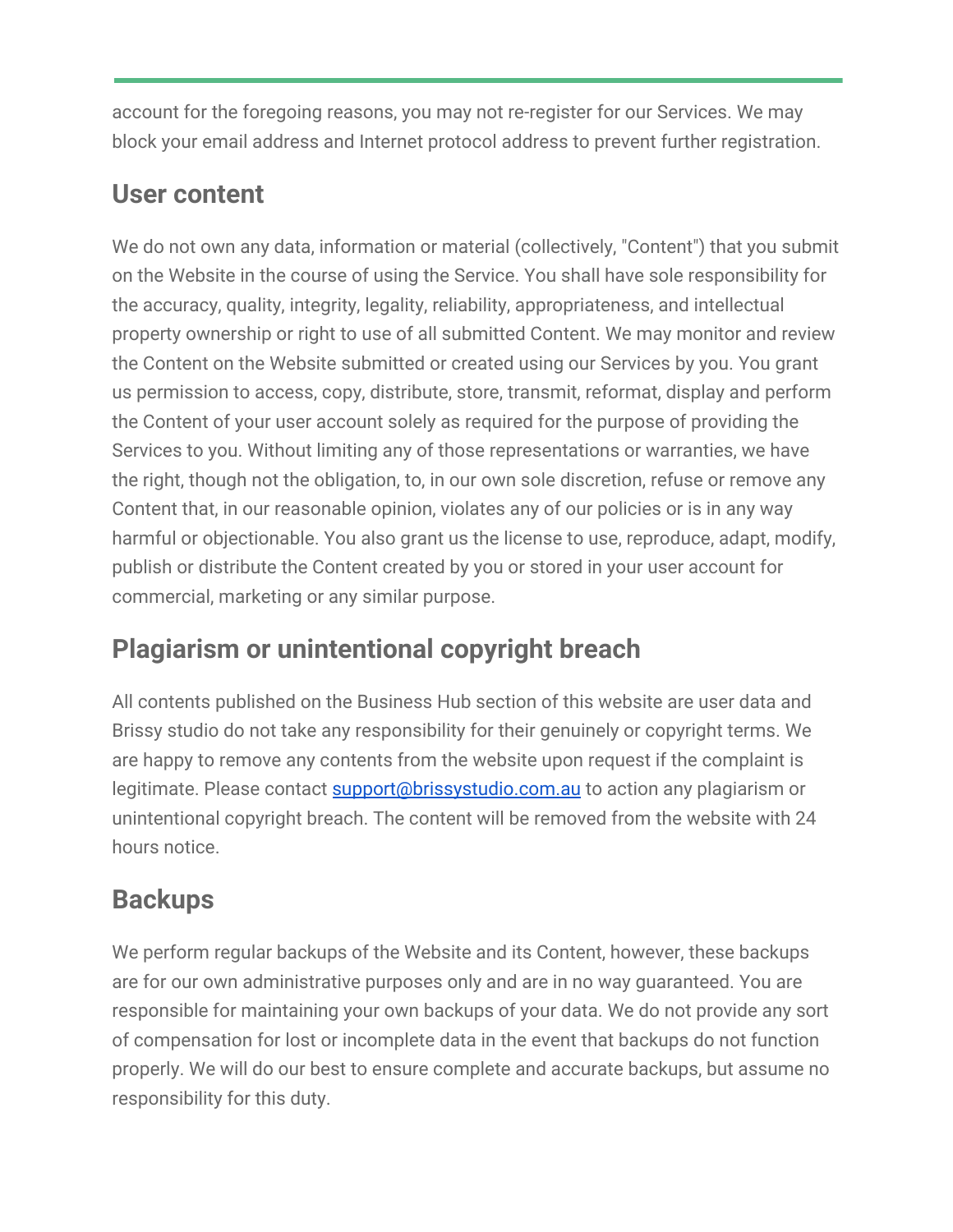account for the foregoing reasons, you may not re-register for our Services. We may block your email address and Internet protocol address to prevent further registration.

## User content

We do not own any data, information or material (collectively, "Content") that you submit on the Website in the course of using the Service. You shall have sole responsibility for the accuracy, quality, integrity, legality, reliability, appropriateness, and intellectual property ownership or right to use of all submitted Content. We may monitor and review the Content on the Website submitted or created using our Services by you. You grant us permission to access, copy, distribute, store, transmit, reformat, display and perform the Content of your user account solely as required for the purpose of providing the Services to you. Without limiting any of those representations or warranties, we have the right, though not the obligation, to, in our own sole discretion, refuse or remove any Content that, in our reasonable opinion, violates any of our policies or is in any way harmful or objectionable. You also grant us the license to use, reproduce, adapt, modify, publish or distribute the Content created by you or stored in your user account for commercial, marketing or any similar purpose.

## Plagiarism or unintentional copyright breach

All contents published on the Business Hub section of this website are user data and Brissy studio do not take any responsibility for their genuinely or copyright terms. We are happy to remove any contents from the website upon request if the complaint is legitimate. Please contact [support@brissystudio.com.au](mailto:support@brissystudio.com.au) to action any plagiarism or unintentional copyright breach. The content will be removed from the website with 24 hours notice.

## Backups

We perform regular backups of the Website and its Content, however, these backups are for our own administrative purposes only and are in no way guaranteed. You are responsible for maintaining your own backups of your data. We do not provide any sort of compensation for lost or incomplete data in the event that backups do not function properly. We will do our best to ensure complete and accurate backups, but assume no responsibility for this duty.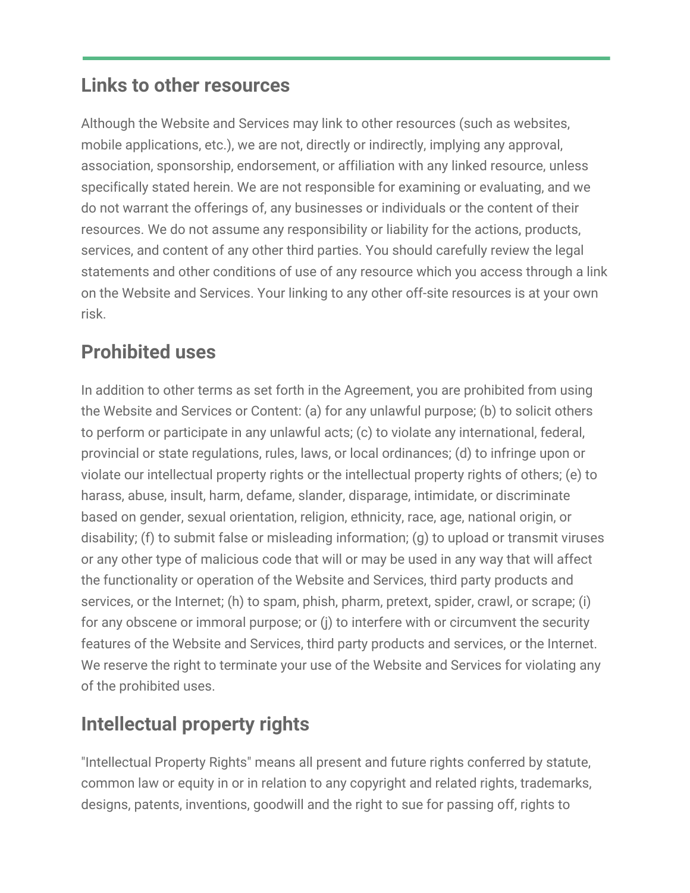## Links to other resources

Although the Website and Services may link to other resources (such as websites, mobile applications, etc.), we are not, directly or indirectly, implying any approval, association, sponsorship, endorsement, or affiliation with any linked resource, unless specifically stated herein. We are not responsible for examining or evaluating, and we do not warrant the offerings of, any businesses or individuals or the content of their resources. We do not assume any responsibility or liability for the actions, products, services, and content of any other third parties. You should carefully review the legal statements and other conditions of use of any resource which you access through a link on the Website and Services. Your linking to any other off-site resources is at your own risk.

## Prohibited uses

In addition to other terms as set forth in the Agreement, you are prohibited from using the Website and Services or Content: (a) for any unlawful purpose; (b) to solicit others to perform or participate in any unlawful acts; (c) to violate any international, federal, provincial or state regulations, rules, laws, or local ordinances; (d) to infringe upon or violate our intellectual property rights or the intellectual property rights of others; (e) to harass, abuse, insult, harm, defame, slander, disparage, intimidate, or discriminate based on gender, sexual orientation, religion, ethnicity, race, age, national origin, or disability; (f) to submit false or misleading information; (g) to upload or transmit viruses or any other type of malicious code that will or may be used in any way that will affect the functionality or operation of the Website and Services, third party products and services, or the Internet; (h) to spam, phish, pharm, pretext, spider, crawl, or scrape; (i) for any obscene or immoral purpose; or (j) to interfere with or circumvent the security features of the Website and Services, third party products and services, or the Internet. We reserve the right to terminate your use of the Website and Services for violating any of the prohibited uses.

## Intellectual property rights

"Intellectual Property Rights" means all present and future rights conferred by statute, common law or equity in or in relation to any copyright and related rights, trademarks, designs, patents, inventions, goodwill and the right to sue for passing off, rights to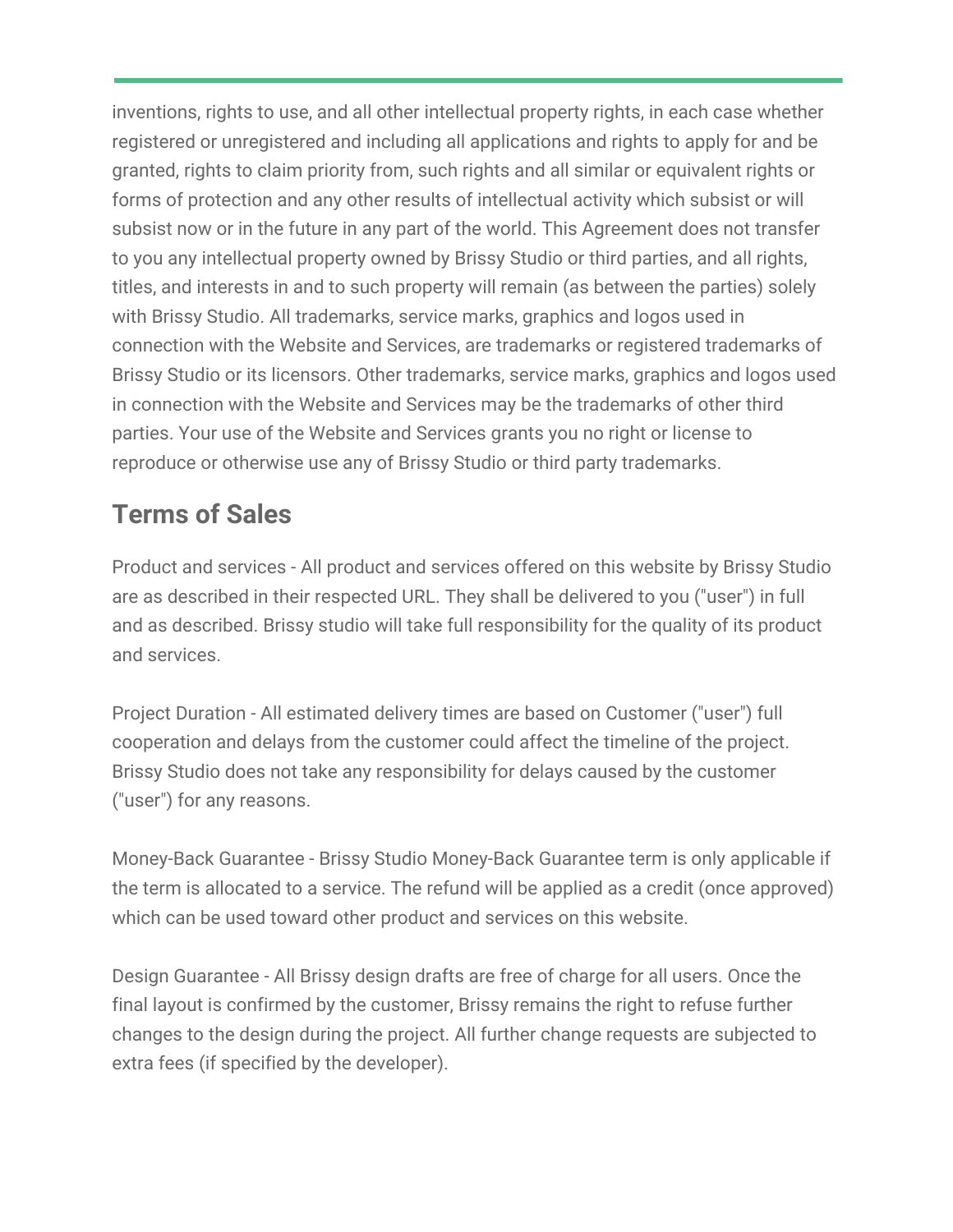inventions, rights to use, and all other intellectual property rights, in each case whether registered or unregistered and including all applications and rights to apply for and be granted, rights to claim priority from, such rights and all similar or equivalent rights or forms of protection and any other results of intellectual activity which subsist or will subsist now or in the future in any part of the world. This Agreement does not transfer to you any intellectual property owned by Brissy Studio or third parties, and all rights, titles, and interests in and to such property will remain (as between the parties) solely with Brissy Studio. All trademarks, service marks, graphics and logos used in connection with the Website and Services, are trademarks or registered trademarks of Brissy Studio or its licensors. Other trademarks, service marks, graphics and logos used in connection with the Website and Services may be the trademarks of other third parties. Your use of the Website and Services grants you no right or license to reproduce or otherwise use any of Brissy Studio or third party trademarks.

## Terms of Sales

Product and services - All product and services offered on this website by Brissy Studio are as described in their respected URL. They shall be delivered to you ("user") in full and as described. Brissy studio will take full responsibility for the quality of its product and services.

Project Duration - All estimated delivery times are based on Customer ("user") full cooperation and delays from the customer could affect the timeline of the project. Brissy Studio does not take any responsibility for delays caused by the customer ("user") for any reasons.

Money-Back Guarantee - Brissy Studio Money-Back Guarantee term is only applicable if the term is allocated to a service. The refund will be applied as a credit (once approved) which can be used toward other product and services on this website.

Design Guarantee - All Brissy design drafts are free of charge for all users. Once the final layout is confirmed by the customer, Brissy remains the right to refuse further changes to the design during the project. All further change requests are subjected to extra fees (if specified by the developer).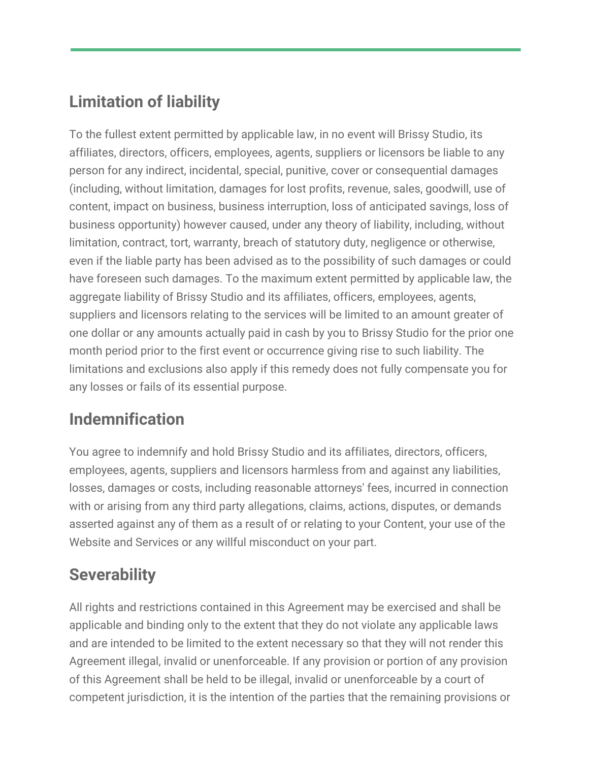## Limitation of liability

To the fullest extent permitted by applicable law, in no event will Brissy Studio, its affiliates, directors, officers, employees, agents, suppliers or licensors be liable to any person for any indirect, incidental, special, punitive, cover or consequential damages (including, without limitation, damages for lost profits, revenue, sales, goodwill, use of content, impact on business, business interruption, loss of anticipated savings, loss of business opportunity) however caused, under any theory of liability, including, without limitation, contract, tort, warranty, breach of statutory duty, negligence or otherwise, even if the liable party has been advised as to the possibility of such damages or could have foreseen such damages. To the maximum extent permitted by applicable law, the aggregate liability of Brissy Studio and its affiliates, officers, employees, agents, suppliers and licensors relating to the services will be limited to an amount greater of one dollar or any amounts actually paid in cash by you to Brissy Studio for the prior one month period prior to the first event or occurrence giving rise to such liability. The limitations and exclusions also apply if this remedy does not fully compensate you for any losses or fails of its essential purpose.

## Indemnification

You agree to indemnify and hold Brissy Studio and its affiliates, directors, officers, employees, agents, suppliers and licensors harmless from and against any liabilities, losses, damages or costs, including reasonable attorneys' fees, incurred in connection with or arising from any third party allegations, claims, actions, disputes, or demands asserted against any of them as a result of or relating to your Content, your use of the Website and Services or any willful misconduct on your part.

## Severability

All rights and restrictions contained in this Agreement may be exercised and shall be applicable and binding only to the extent that they do not violate any applicable laws and are intended to be limited to the extent necessary so that they will not render this Agreement illegal, invalid or unenforceable. If any provision or portion of any provision of this Agreement shall be held to be illegal, invalid or unenforceable by a court of competent jurisdiction, it is the intention of the parties that the remaining provisions or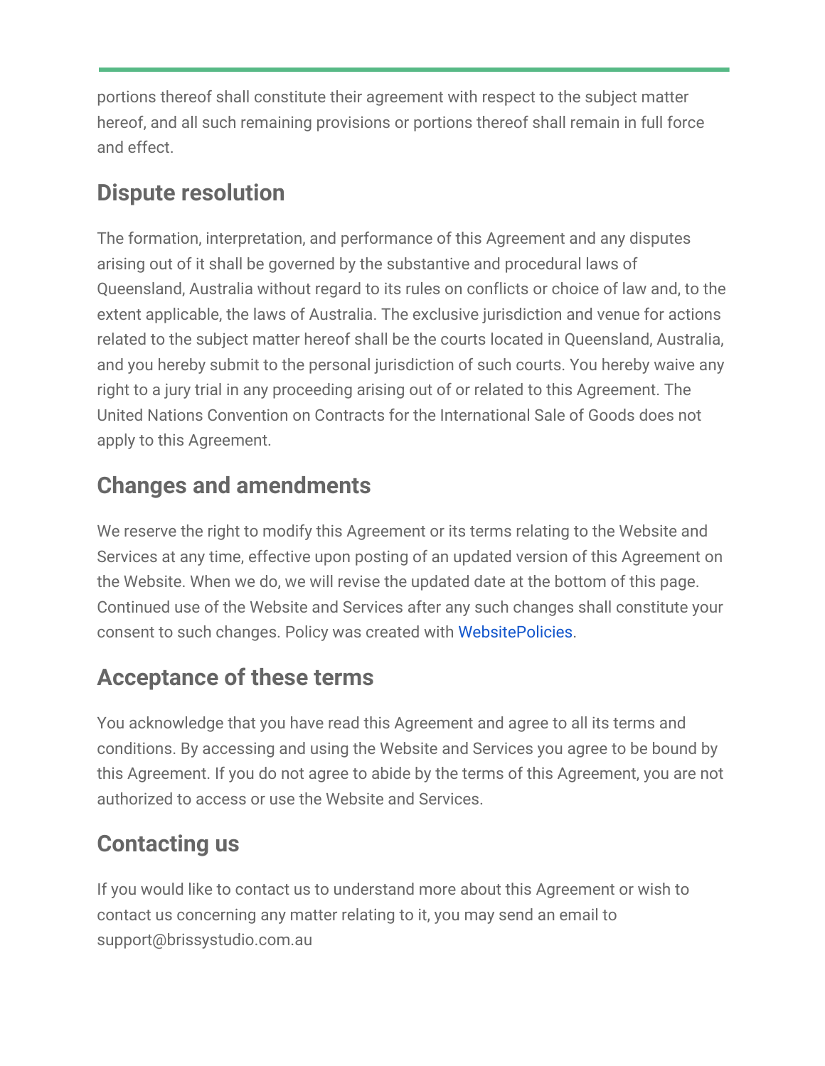portions thereof shall constitute their agreement with respect to the subject matter hereof, and all such remaining provisions or portions thereof shall remain in full force and effect.

## Dispute resolution

The formation, interpretation, and performance of this Agreement and any disputes arising out of it shall be governed by the substantive and procedural laws of Queensland, Australia without regard to its rules on conflicts or choice of law and, to the extent applicable, the laws of Australia. The exclusive jurisdiction and venue for actions related to the subject matter hereof shall be the courts located in Queensland, Australia, and you hereby submit to the personal jurisdiction of such courts. You hereby waive any right to a jury trial in any proceeding arising out of or related to this Agreement. The United Nations Convention on Contracts for the International Sale of Goods does not apply to this Agreement.

## Changes and amendments

We reserve the right to modify this Agreement or its terms relating to the Website and Services at any time, effective upon posting of an updated version of this Agreement on the Website. When we do, we will revise the updated date at the bottom of this page. Continued use of the Website and Services after any such changes shall constitute your consent to such changes. Policy was created with WebsitePolicies.

## Acceptance of these terms

You acknowledge that you have read this Agreement and agree to all its terms and conditions. By accessing and using the Website and Services you agree to be bound by this Agreement. If you do not agree to abide by the terms of this Agreement, you are not authorized to access or use the Website and Services.

## Contacting us

If you would like to contact us to understand more about this Agreement or wish to contact us concerning any matter relating to it, you may send an email to support@brissystudio.com.au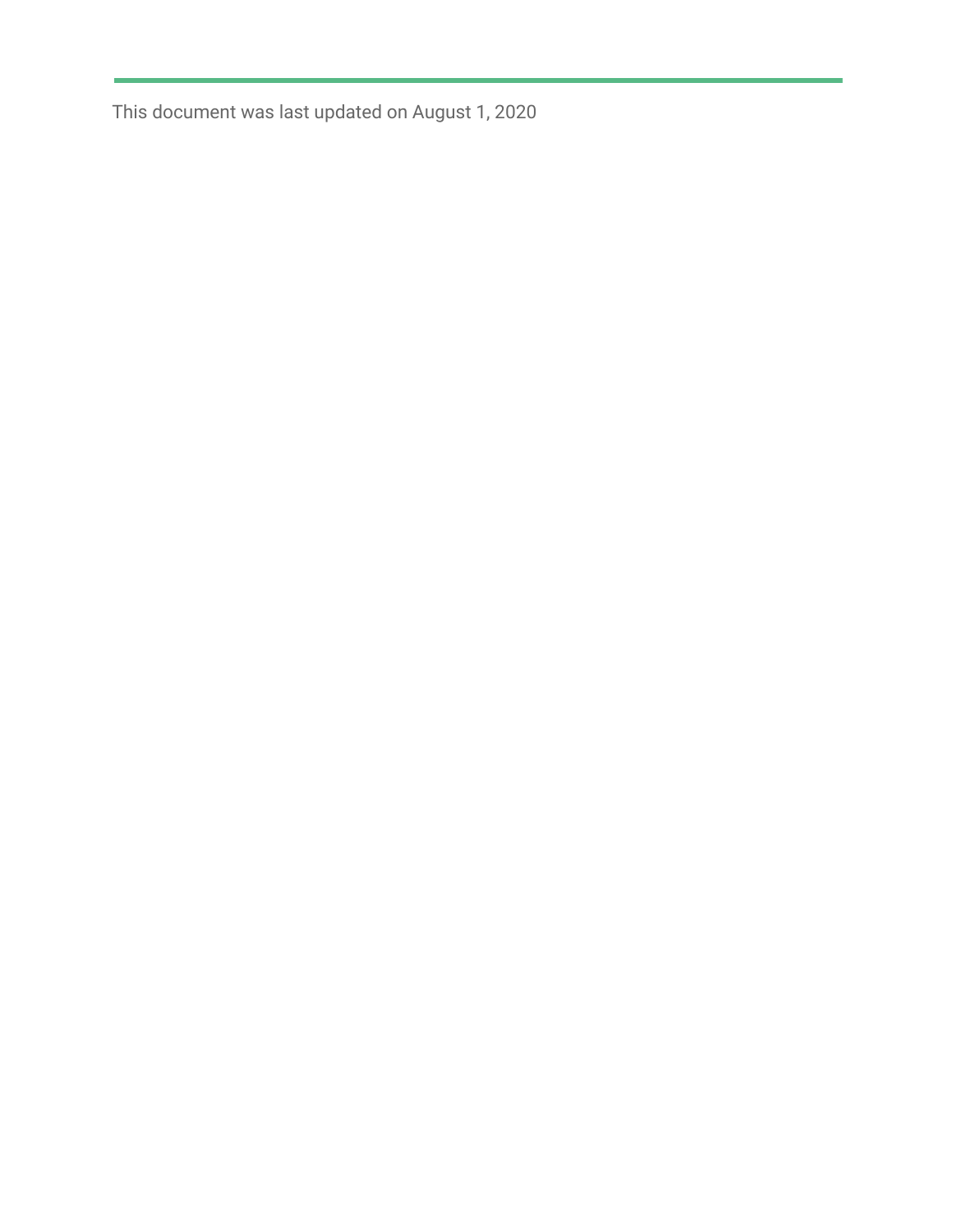This document was last updated on August 1, 2020